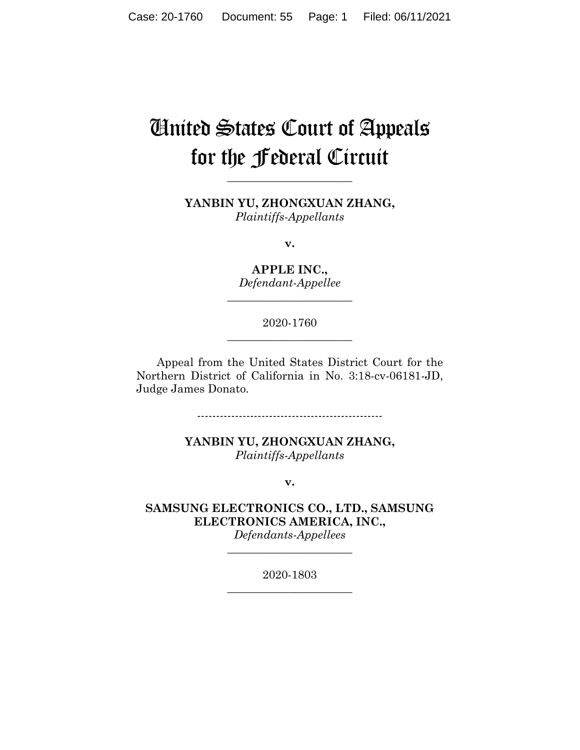# United States Court of Appeals for the Federal Circuit

______________________

**YANBIN YU, ZHONGXUAN ZHANG,**
*Plaintiffs-Appellants*

**v.**

**APPLE INC.,**
*Defendant-Appellee*

______________________

2020-1760

______________________

Appeal from the United States District Court for the Northern District of California in No. 3:18-cv-06181-JD, Judge James Donato.

-------------------------------------------------

**YANBIN YU, ZHONGXUAN ZHANG,**
*Plaintiffs-Appellants*

**v.**

**SAMSUNG ELECTRONICS CO., LTD., SAMSUNG ELECTRONICS AMERICA, INC.,**
*Defendants-Appellees*

______________________

2020-1803

______________________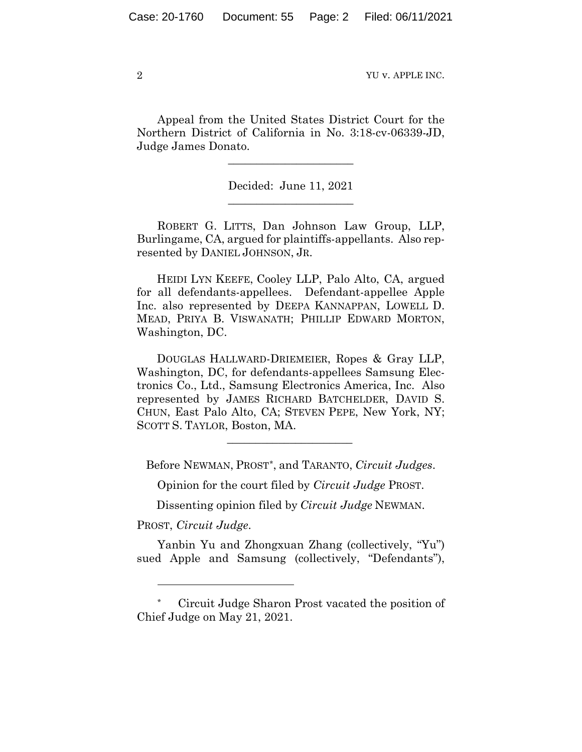Appeal from the United States District Court for the Northern District of California in No. 3:18-cv-06339-JD, Judge James Donato.

---

Decided: June 11, 2021

---

ROBERT G. LITTS, Dan Johnson Law Group, LLP, Burlingame, CA, argued for plaintiffs-appellants. Also represented by DANIEL JOHNSON, JR.

HEIDI LYN KEEFE, Cooley LLP, Palo Alto, CA, argued for all defendants-appellees. Defendant-appellee Apple Inc. also represented by DEEPA KANNAPPAN, LOWELL D. MEAD, PRIYA B. VISWANATH; PHILLIP EDWARD MORTON, Washington, DC.

DOUGLAS HALLWARD-DRIEMEIER, Ropes & Gray LLP, Washington, DC, for defendants-appellees Samsung Electronics Co., Ltd., Samsung Electronics America, Inc. Also represented by JAMES RICHARD BATCHELDER, DAVID S. CHUN, East Palo Alto, CA; STEVEN PEPE, New York, NY; SCOTT S. TAYLOR, Boston, MA.

---

Before NEWMAN, PROST*, and TARANTO, *Circuit Judges*.

Opinion for the court filed by *Circuit Judge* PROST.

Dissenting opinion filed by *Circuit Judge* NEWMAN.

PROST, *Circuit Judge*.

Yanbin Yu and Zhongxuan Zhang (collectively, "Yu") sued Apple and Samsung (collectively, "Defendants"),

---

\* Circuit Judge Sharon Prost vacated the position of Chief Judge on May 21, 2021.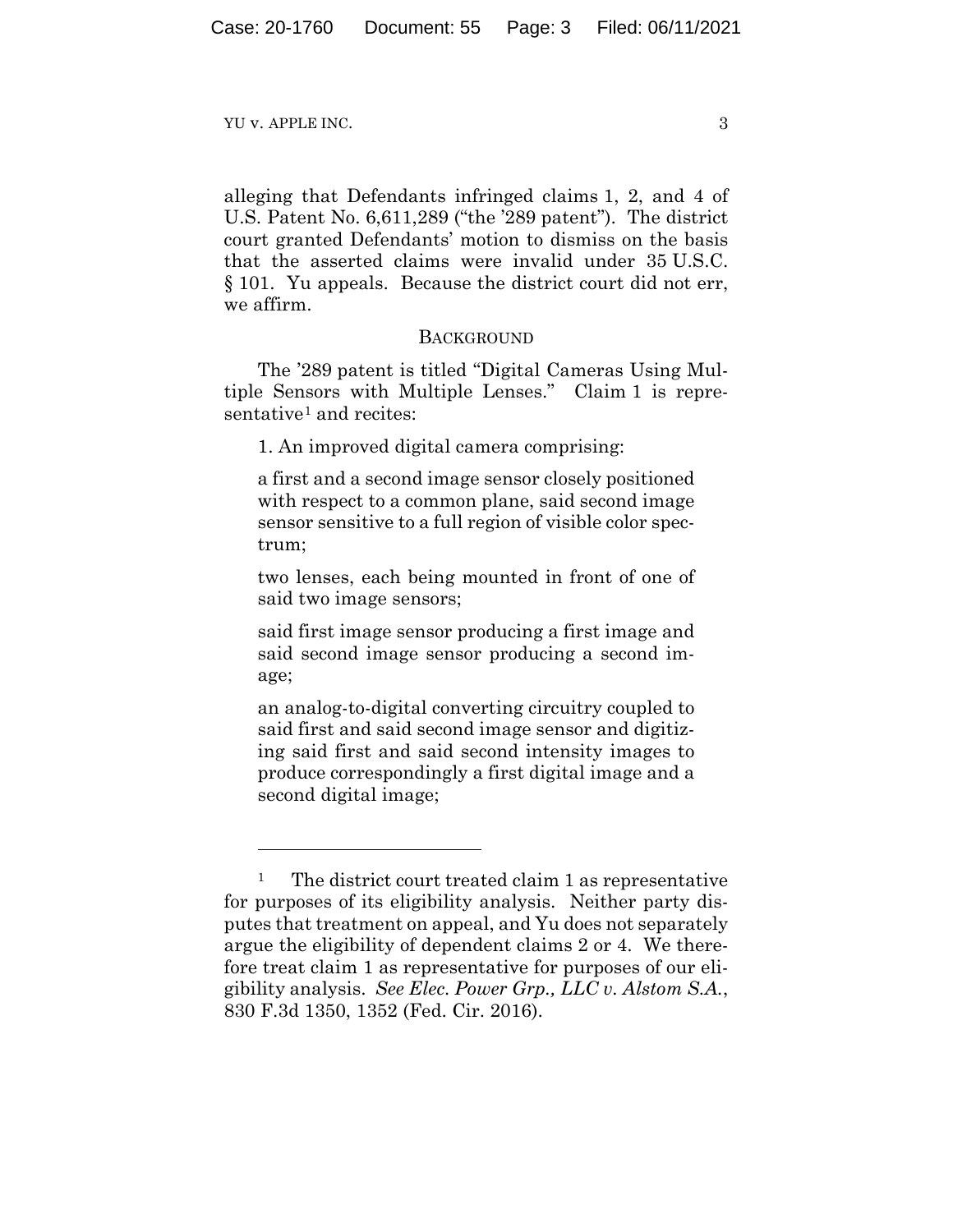alleging that Defendants infringed claims 1, 2, and 4 of U.S. Patent No. 6,611,289 ("the '289 patent"). The district court granted Defendants' motion to dismiss on the basis that the asserted claims were invalid under 35 U.S.C. § 101. Yu appeals. Because the district court did not err, we affirm.

## BACKGROUND

The '289 patent is titled "Digital Cameras Using Multiple Sensors with Multiple Lenses." Claim 1 is representative[1] and recites:

> 1. An improved digital camera comprising:
>
> a first and a second image sensor closely positioned with respect to a common plane, said second image sensor sensitive to a full region of visible color spectrum;
>
> two lenses, each being mounted in front of one of said two image sensors;
>
> said first image sensor producing a first image and said second image sensor producing a second image;
>
> an analog-to-digital converting circuitry coupled to said first and said second image sensor and digitizing said first and said second intensity images to produce correspondingly a first digital image and a second digital image;

---

[1] The district court treated claim 1 as representative for purposes of its eligibility analysis. Neither party disputes that treatment on appeal, and Yu does not separately argue the eligibility of dependent claims 2 or 4. We therefore treat claim 1 as representative for purposes of our eligibility analysis. *See Elec. Power Grp., LLC v. Alstom S.A.*, 830 F.3d 1350, 1352 (Fed. Cir. 2016).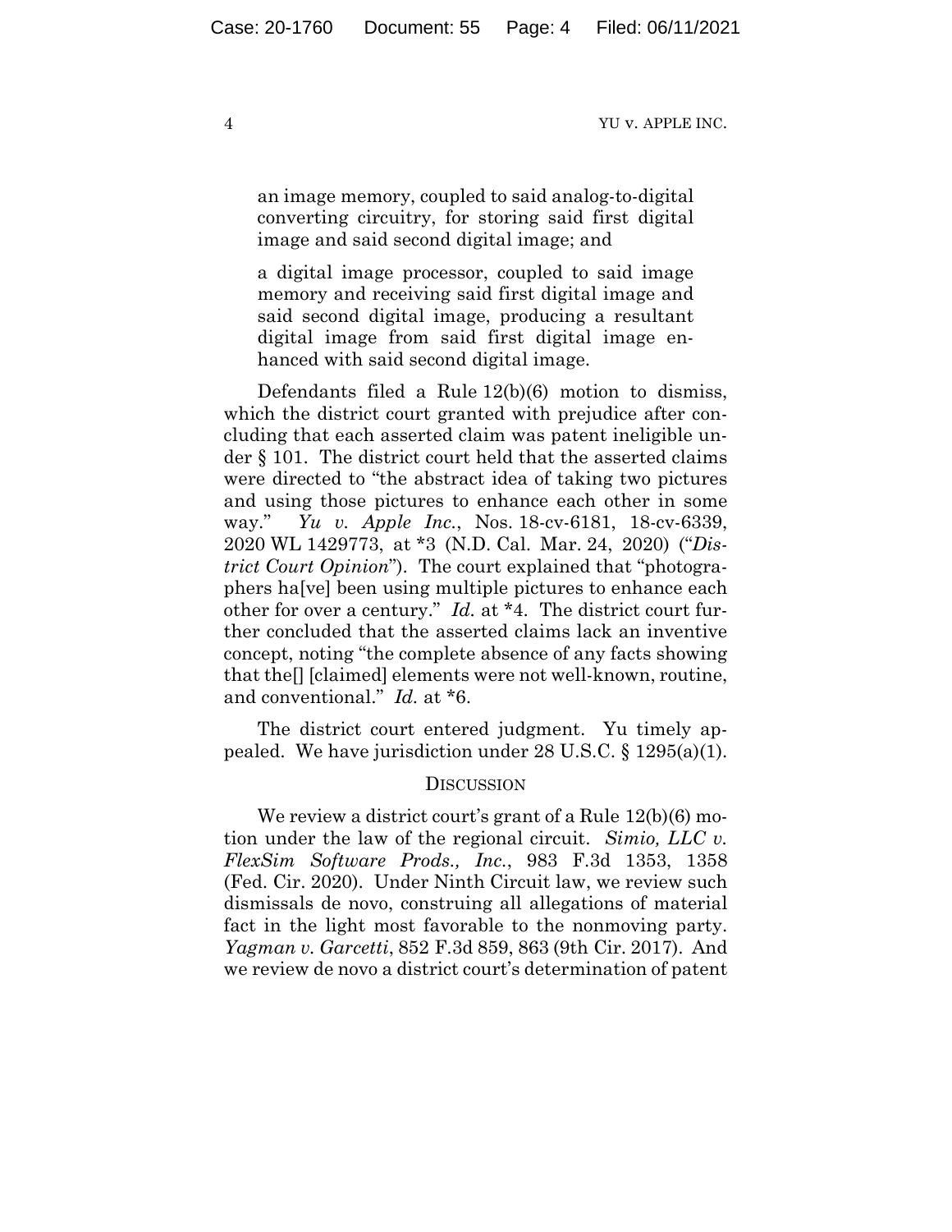an image memory, coupled to said analog-to-digital converting circuitry, for storing said first digital image and said second digital image; and

a digital image processor, coupled to said image memory and receiving said first digital image and said second digital image, producing a resultant digital image from said first digital image enhanced with said second digital image.

Defendants filed a Rule 12(b)(6) motion to dismiss, which the district court granted with prejudice after concluding that each asserted claim was patent ineligible under § 101. The district court held that the asserted claims were directed to "the abstract idea of taking two pictures and using those pictures to enhance each other in some way." *Yu v. Apple Inc.*, Nos. 18-cv-6181, 18-cv-6339, 2020 WL 1429773, at *3 (N.D. Cal. Mar. 24, 2020) ("*District Court Opinion*"). The court explained that "photographers ha[ve] been using multiple pictures to enhance each other for over a century." *Id.* at *4. The district court further concluded that the asserted claims lack an inventive concept, noting "the complete absence of any facts showing that the[] [claimed] elements were not well-known, routine, and conventional." *Id.* at *6.

The district court entered judgment. Yu timely appealed. We have jurisdiction under 28 U.S.C. § 1295(a)(1).

## DISCUSSION

We review a district court's grant of a Rule 12(b)(6) motion under the law of the regional circuit. *Simio, LLC v. FlexSim Software Prods., Inc.*, 983 F.3d 1353, 1358 (Fed. Cir. 2020). Under Ninth Circuit law, we review such dismissals de novo, construing all allegations of material fact in the light most favorable to the nonmoving party. *Yagman v. Garcetti*, 852 F.3d 859, 863 (9th Cir. 2017). And we review de novo a district court's determination of patent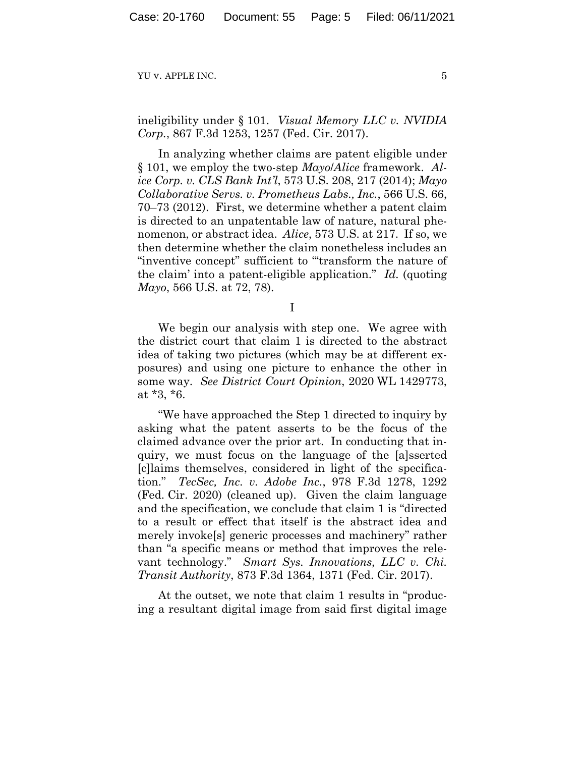ineligibility under § 101. *Visual Memory LLC v. NVIDIA Corp.*, 867 F.3d 1253, 1257 (Fed. Cir. 2017).

In analyzing whether claims are patent eligible under § 101, we employ the two-step *Mayo*/*Alice* framework. *Alice Corp. v. CLS Bank Int'l*, 573 U.S. 208, 217 (2014); *Mayo Collaborative Servs. v. Prometheus Labs., Inc.*, 566 U.S. 66, 70–73 (2012). First, we determine whether a patent claim is directed to an unpatentable law of nature, natural phenomenon, or abstract idea. *Alice*, 573 U.S. at 217. If so, we then determine whether the claim nonetheless includes an "inventive concept" sufficient to "'transform the nature of the claim' into a patent-eligible application." *Id.* (quoting *Mayo*, 566 U.S. at 72, 78).

I

We begin our analysis with step one. We agree with the district court that claim 1 is directed to the abstract idea of taking two pictures (which may be at different exposures) and using one picture to enhance the other in some way. *See District Court Opinion*, 2020 WL 1429773, at \*3, \*6.

"We have approached the Step 1 directed to inquiry by asking what the patent asserts to be the focus of the claimed advance over the prior art. In conducting that inquiry, we must focus on the language of the [a]sserted [c]laims themselves, considered in light of the specification." *TecSec, Inc. v. Adobe Inc.*, 978 F.3d 1278, 1292 (Fed. Cir. 2020) (cleaned up). Given the claim language and the specification, we conclude that claim 1 is "directed to a result or effect that itself is the abstract idea and merely invoke[s] generic processes and machinery" rather than "a specific means or method that improves the relevant technology." *Smart Sys. Innovations, LLC v. Chi. Transit Authority*, 873 F.3d 1364, 1371 (Fed. Cir. 2017).

At the outset, we note that claim 1 results in "producing a resultant digital image from said first digital image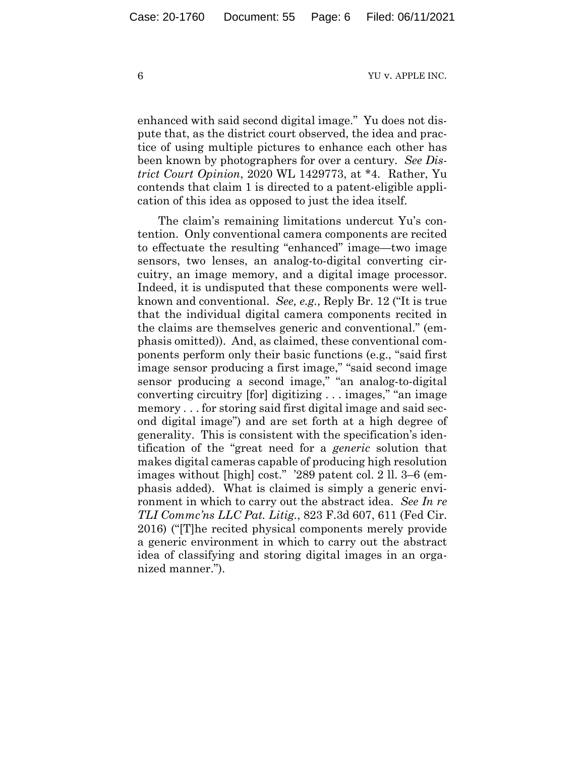enhanced with said second digital image." Yu does not dispute that, as the district court observed, the idea and practice of using multiple pictures to enhance each other has been known by photographers for over a century. *See District Court Opinion*, 2020 WL 1429773, at *4. Rather, Yu contends that claim 1 is directed to a patent-eligible application of this idea as opposed to just the idea itself.

The claim's remaining limitations undercut Yu's contention. Only conventional camera components are recited to effectuate the resulting "enhanced" image—two image sensors, two lenses, an analog-to-digital converting circuitry, an image memory, and a digital image processor. Indeed, it is undisputed that these components were well-known and conventional. *See, e.g.*, Reply Br. 12 ("It is true that the individual digital camera components recited in the claims are themselves generic and conventional." (emphasis omitted)). And, as claimed, these conventional components perform only their basic functions (e.g., "said first image sensor producing a first image," "said second image sensor producing a second image," "an analog-to-digital converting circuitry [for] digitizing . . . images," "an image memory . . . for storing said first digital image and said second digital image") and are set forth at a high degree of generality. This is consistent with the specification's identification of the "great need for a *generic* solution that makes digital cameras capable of producing high resolution images without [high] cost." '289 patent col. 2 ll. 3–6 (emphasis added). What is claimed is simply a generic environment in which to carry out the abstract idea. *See In re TLI Commc'ns LLC Pat. Litig.*, 823 F.3d 607, 611 (Fed Cir. 2016) ("[T]he recited physical components merely provide a generic environment in which to carry out the abstract idea of classifying and storing digital images in an organized manner.").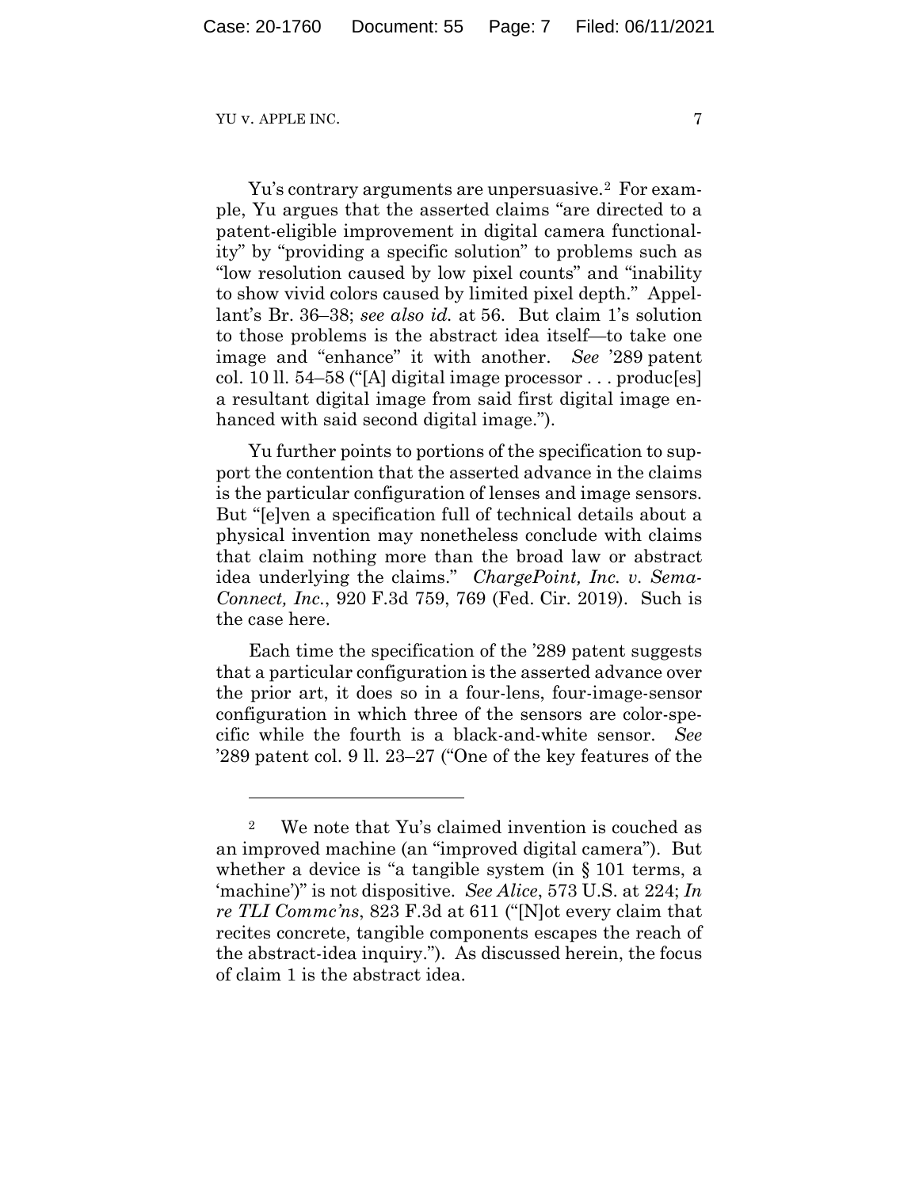Yu's contrary arguments are unpersuasive.[2] For example, Yu argues that the asserted claims "are directed to a patent-eligible improvement in digital camera functionality" by "providing a specific solution" to problems such as "low resolution caused by low pixel counts" and "inability to show vivid colors caused by limited pixel depth." Appellant's Br. 36–38; *see also id.* at 56. But claim 1's solution to those problems is the abstract idea itself—to take one image and "enhance" it with another. *See* '289 patent col. 10 ll. 54–58 ("[A] digital image processor . . . produc[es] a resultant digital image from said first digital image enhanced with said second digital image.").

Yu further points to portions of the specification to support the contention that the asserted advance in the claims is the particular configuration of lenses and image sensors. But "[e]ven a specification full of technical details about a physical invention may nonetheless conclude with claims that claim nothing more than the broad law or abstract idea underlying the claims." *ChargePoint, Inc. v. SemaConnect, Inc.*, 920 F.3d 759, 769 (Fed. Cir. 2019). Such is the case here.

Each time the specification of the '289 patent suggests that a particular configuration is the asserted advance over the prior art, it does so in a four-lens, four-image-sensor configuration in which three of the sensors are color-specific while the fourth is a black-and-white sensor. *See* '289 patent col. 9 ll. 23–27 ("One of the key features of the

---

[2] We note that Yu's claimed invention is couched as an improved machine (an "improved digital camera"). But whether a device is "a tangible system (in § 101 terms, a 'machine')" is not dispositive. *See Alice*, 573 U.S. at 224; *In re TLI Commc'ns*, 823 F.3d at 611 ("[N]ot every claim that recites concrete, tangible components escapes the reach of the abstract-idea inquiry."). As discussed herein, the focus of claim 1 is the abstract idea.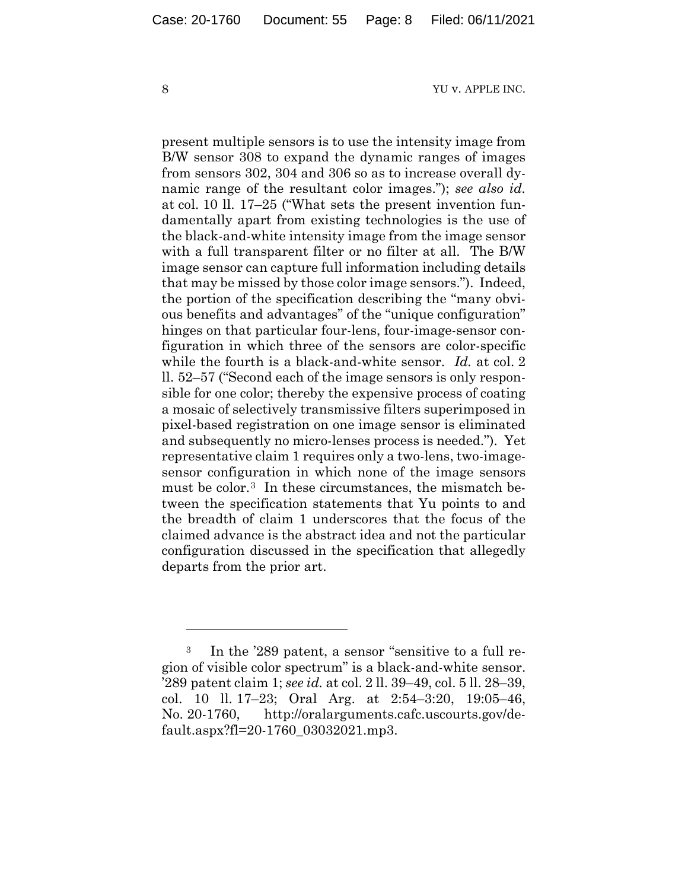present multiple sensors is to use the intensity image from B/W sensor 308 to expand the dynamic ranges of images from sensors 302, 304 and 306 so as to increase overall dynamic range of the resultant color images."); *see also id.* at col. 10 ll. 17–25 ("What sets the present invention fundamentally apart from existing technologies is the use of the black-and-white intensity image from the image sensor with a full transparent filter or no filter at all. The B/W image sensor can capture full information including details that may be missed by those color image sensors."). Indeed, the portion of the specification describing the "many obvious benefits and advantages" of the "unique configuration" hinges on that particular four-lens, four-image-sensor configuration in which three of the sensors are color-specific while the fourth is a black-and-white sensor. *Id.* at col. 2 ll. 52–57 ("Second each of the image sensors is only responsible for one color; thereby the expensive process of coating a mosaic of selectively transmissive filters superimposed in pixel-based registration on one image sensor is eliminated and subsequently no micro-lenses process is needed."). Yet representative claim 1 requires only a two-lens, two-image-sensor configuration in which none of the image sensors must be color.[3] In these circumstances, the mismatch between the specification statements that Yu points to and the breadth of claim 1 underscores that the focus of the claimed advance is the abstract idea and not the particular configuration discussed in the specification that allegedly departs from the prior art.

---

[3] In the '289 patent, a sensor "sensitive to a full region of visible color spectrum" is a black-and-white sensor. '289 patent claim 1; *see id.* at col. 2 ll. 39–49, col. 5 ll. 28–39, col. 10 ll. 17–23; Oral Arg. at 2:54–3:20, 19:05–46, No. 20-1760, http://oralarguments.cafc.uscourts.gov/default.aspx?fl=20-1760_03032021.mp3.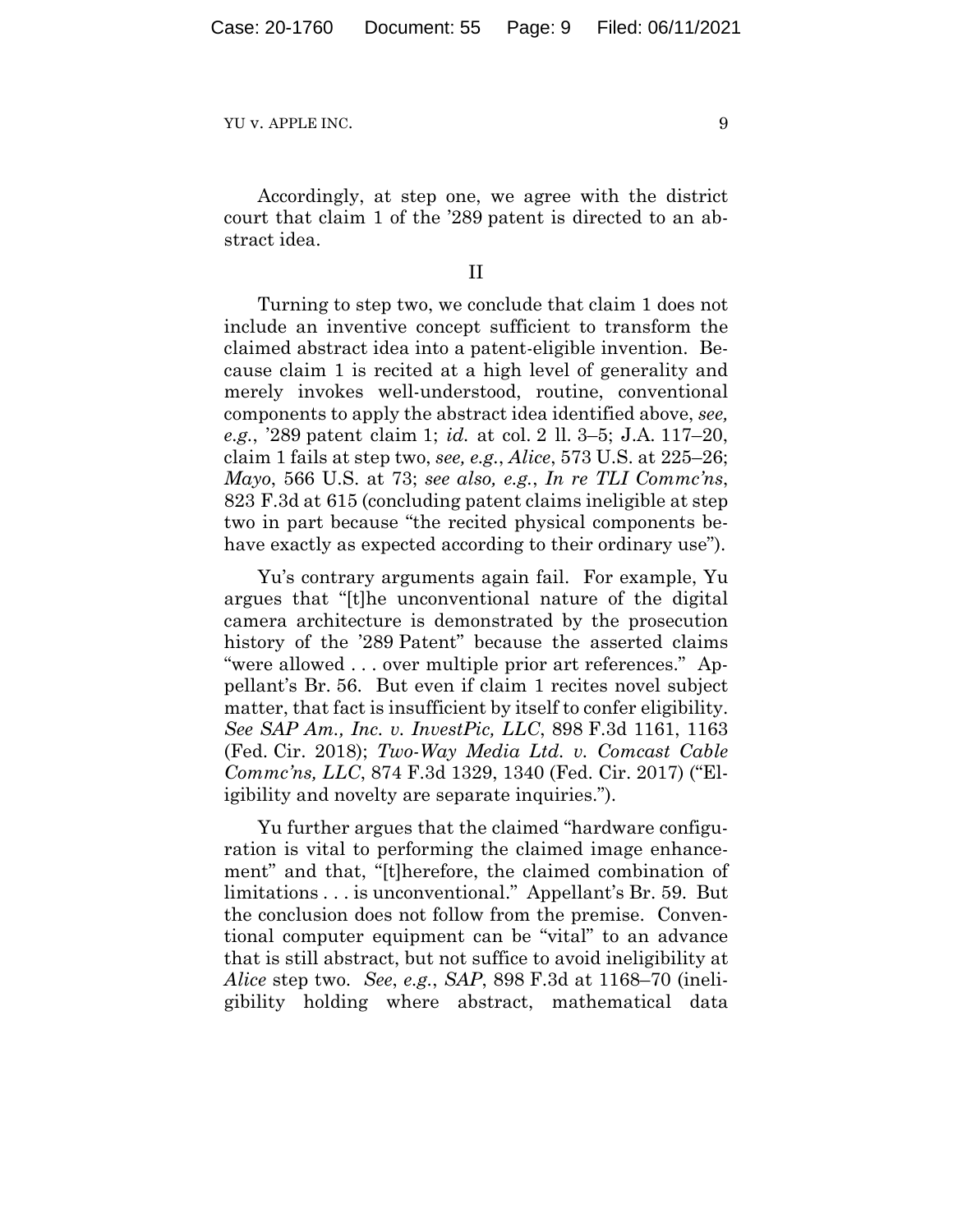Accordingly, at step one, we agree with the district court that claim 1 of the ’289 patent is directed to an abstract idea.

II

Turning to step two, we conclude that claim 1 does not include an inventive concept sufficient to transform the claimed abstract idea into a patent-eligible invention. Because claim 1 is recited at a high level of generality and merely invokes well-understood, routine, conventional components to apply the abstract idea identified above, *see, e.g.*, ’289 patent claim 1; *id.* at col. 2 ll. 3–5; J.A. 117–20, claim 1 fails at step two, *see, e.g.*, *Alice*, 573 U.S. at 225–26; *Mayo*, 566 U.S. at 73; *see also, e.g.*, *In re TLI Commc’ns*, 823 F.3d at 615 (concluding patent claims ineligible at step two in part because “the recited physical components behave exactly as expected according to their ordinary use”).

Yu’s contrary arguments again fail. For example, Yu argues that “[t]he unconventional nature of the digital camera architecture is demonstrated by the prosecution history of the ’289 Patent” because the asserted claims “were allowed . . . over multiple prior art references.” Appellant’s Br. 56. But even if claim 1 recites novel subject matter, that fact is insufficient by itself to confer eligibility. *See SAP Am., Inc. v. InvestPic, LLC*, 898 F.3d 1161, 1163 (Fed. Cir. 2018); *Two-Way Media Ltd. v. Comcast Cable Commc’ns, LLC*, 874 F.3d 1329, 1340 (Fed. Cir. 2017) (“Eligibility and novelty are separate inquiries.”).

Yu further argues that the claimed “hardware configuration is vital to performing the claimed image enhancement” and that, “[t]herefore, the claimed combination of limitations . . . is unconventional.” Appellant’s Br. 59. But the conclusion does not follow from the premise. Conventional computer equipment can be “vital” to an advance that is still abstract, but not suffice to avoid ineligibility at *Alice* step two. *See*, *e.g.*, *SAP*, 898 F.3d at 1168–70 (ineligibility holding where abstract, mathematical data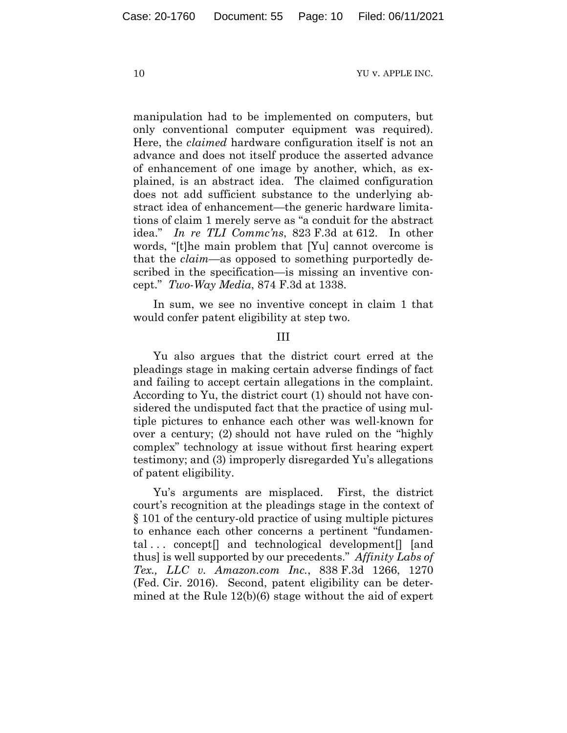manipulation had to be implemented on computers, but only conventional computer equipment was required). Here, the *claimed* hardware configuration itself is not an advance and does not itself produce the asserted advance of enhancement of one image by another, which, as explained, is an abstract idea. The claimed configuration does not add sufficient substance to the underlying abstract idea of enhancement—the generic hardware limitations of claim 1 merely serve as "a conduit for the abstract idea." *In re TLI Commc'ns*, 823 F.3d at 612. In other words, "[t]he main problem that [Yu] cannot overcome is that the *claim*—as opposed to something purportedly described in the specification—is missing an inventive concept." *Two-Way Media*, 874 F.3d at 1338.

In sum, we see no inventive concept in claim 1 that would confer patent eligibility at step two.

## III

Yu also argues that the district court erred at the pleadings stage in making certain adverse findings of fact and failing to accept certain allegations in the complaint. According to Yu, the district court (1) should not have considered the undisputed fact that the practice of using multiple pictures to enhance each other was well-known for over a century; (2) should not have ruled on the "highly complex" technology at issue without first hearing expert testimony; and (3) improperly disregarded Yu's allegations of patent eligibility.

Yu's arguments are misplaced. First, the district court's recognition at the pleadings stage in the context of § 101 of the century-old practice of using multiple pictures to enhance each other concerns a pertinent "fundamental . . . concept[] and technological development[] [and thus] is well supported by our precedents." *Affinity Labs of Tex., LLC v. Amazon.com Inc.*, 838 F.3d 1266, 1270 (Fed. Cir. 2016). Second, patent eligibility can be determined at the Rule 12(b)(6) stage without the aid of expert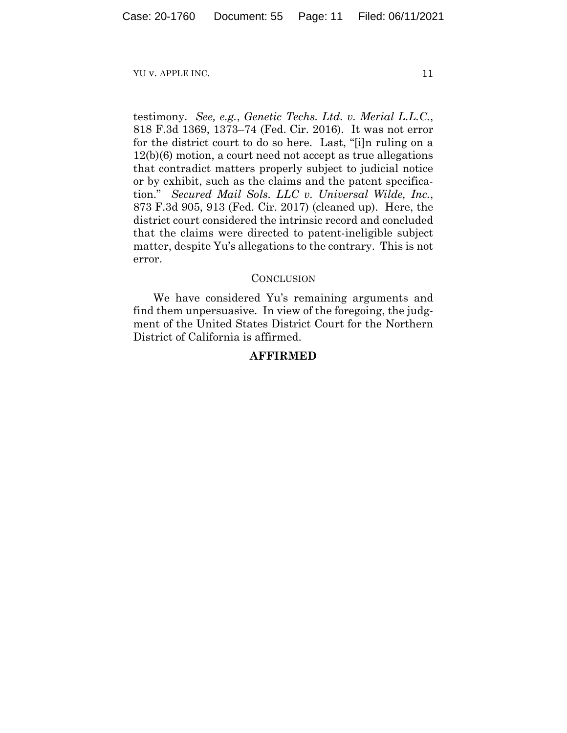testimony. *See, e.g.*, *Genetic Techs. Ltd. v. Merial L.L.C.*, 818 F.3d 1369, 1373–74 (Fed. Cir. 2016). It was not error for the district court to do so here. Last, "[i]n ruling on a 12(b)(6) motion, a court need not accept as true allegations that contradict matters properly subject to judicial notice or by exhibit, such as the claims and the patent specification." *Secured Mail Sols. LLC v. Universal Wilde, Inc.*, 873 F.3d 905, 913 (Fed. Cir. 2017) (cleaned up). Here, the district court considered the intrinsic record and concluded that the claims were directed to patent-ineligible subject matter, despite Yu's allegations to the contrary. This is not error.

## CONCLUSION

We have considered Yu's remaining arguments and find them unpersuasive. In view of the foregoing, the judgment of the United States District Court for the Northern District of California is affirmed.

**AFFIRMED**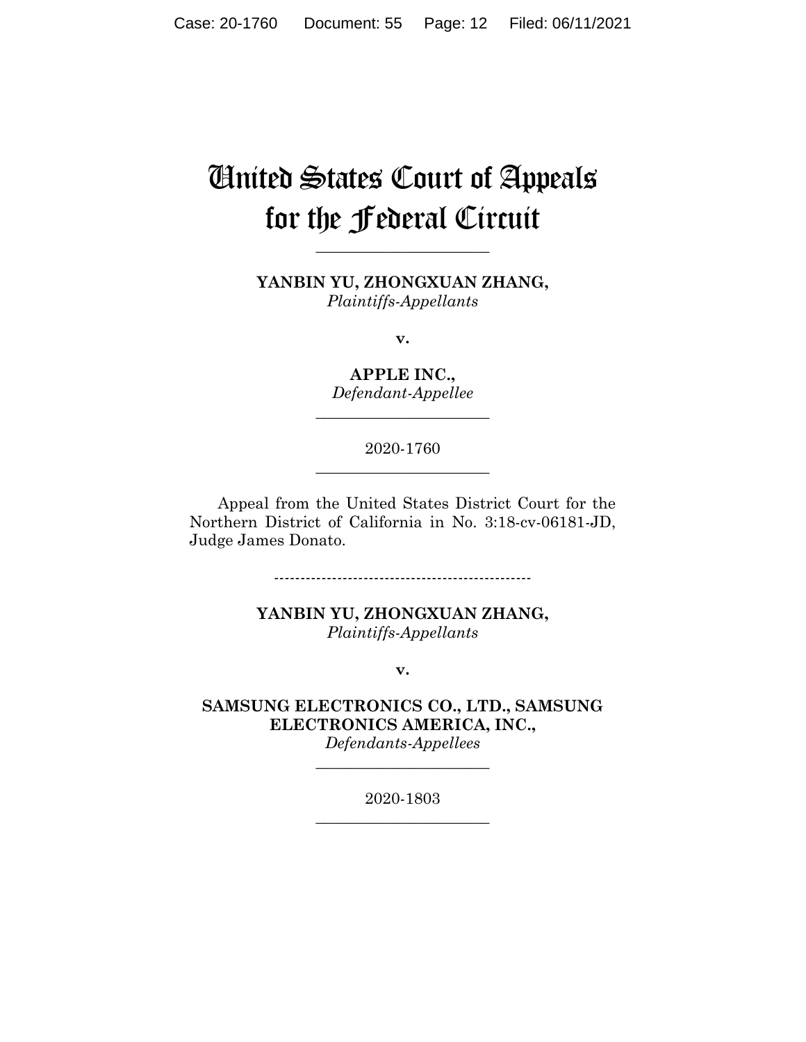# United States Court of Appeals for the Federal Circuit

______________________

**YANBIN YU, ZHONGXUAN ZHANG,**
*Plaintiffs-Appellants*

**v.**

**APPLE INC.,**
*Defendant-Appellee*

______________________

2020-1760

______________________

Appeal from the United States District Court for the Northern District of California in No. 3:18-cv-06181-JD, Judge James Donato.

-------------------------------------------------

**YANBIN YU, ZHONGXUAN ZHANG,**
*Plaintiffs-Appellants*

**v.**

**SAMSUNG ELECTRONICS CO., LTD., SAMSUNG ELECTRONICS AMERICA, INC.,**
*Defendants-Appellees*

______________________

2020-1803

______________________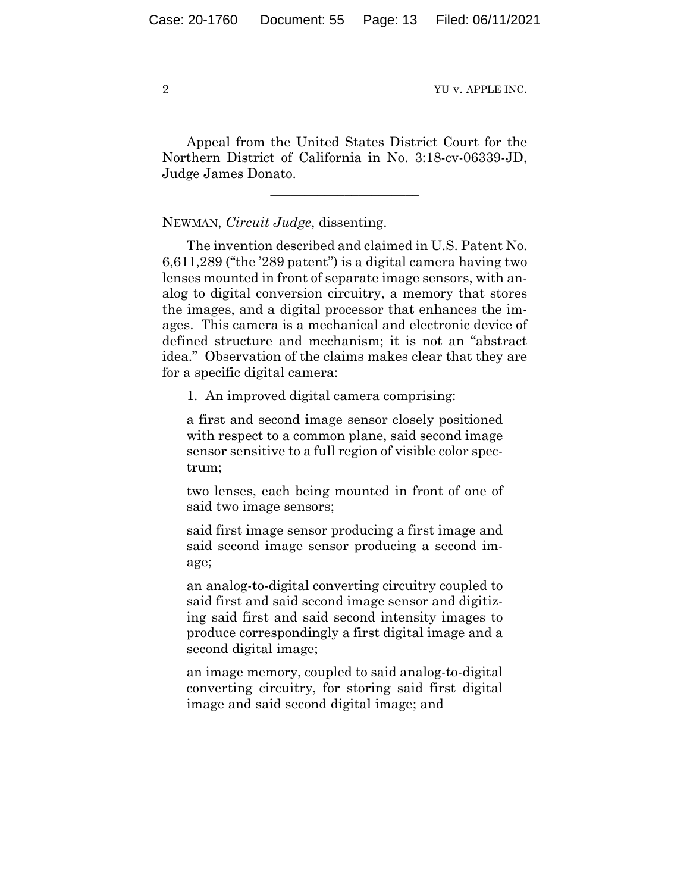Appeal from the United States District Court for the Northern District of California in No. 3:18-cv-06339-JD, Judge James Donato.

---

NEWMAN, *Circuit Judge*, dissenting.

The invention described and claimed in U.S. Patent No. 6,611,289 ("the '289 patent") is a digital camera having two lenses mounted in front of separate image sensors, with analog to digital conversion circuitry, a memory that stores the images, and a digital processor that enhances the images. This camera is a mechanical and electronic device of defined structure and mechanism; it is not an "abstract idea." Observation of the claims makes clear that they are for a specific digital camera:

> 1. An improved digital camera comprising:
>
> a first and second image sensor closely positioned with respect to a common plane, said second image sensor sensitive to a full region of visible color spectrum;
>
> two lenses, each being mounted in front of one of said two image sensors;
>
> said first image sensor producing a first image and said second image sensor producing a second image;
>
> an analog-to-digital converting circuitry coupled to said first and said second image sensor and digitizing said first and said second intensity images to produce correspondingly a first digital image and a second digital image;
>
> an image memory, coupled to said analog-to-digital converting circuitry, for storing said first digital image and said second digital image; and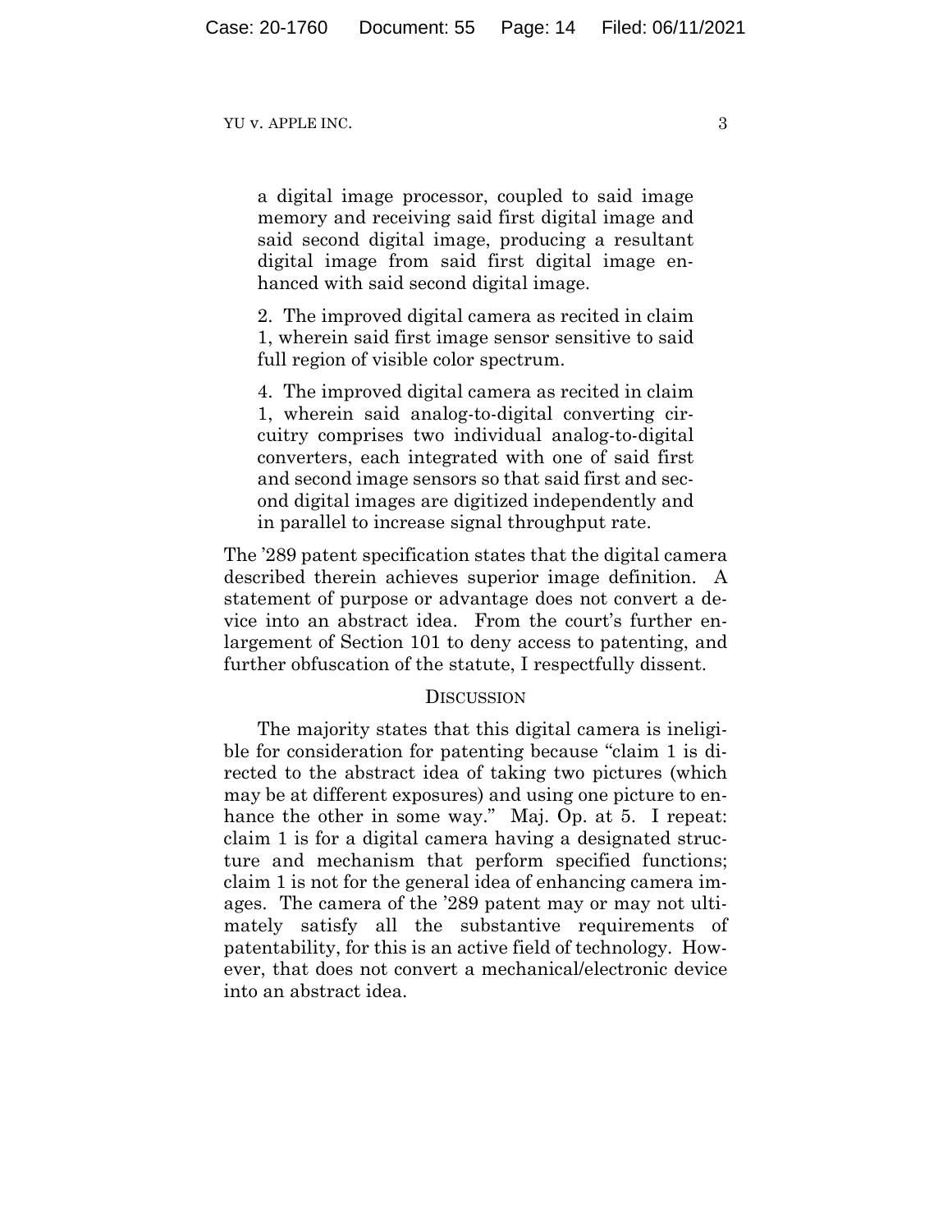a digital image processor, coupled to said image memory and receiving said first digital image and said second digital image, producing a resultant digital image from said first digital image enhanced with said second digital image.

2. The improved digital camera as recited in claim 1, wherein said first image sensor sensitive to said full region of visible color spectrum.

4. The improved digital camera as recited in claim 1, wherein said analog-to-digital converting circuitry comprises two individual analog-to-digital converters, each integrated with one of said first and second image sensors so that said first and second digital images are digitized independently and in parallel to increase signal throughput rate.

The '289 patent specification states that the digital camera described therein achieves superior image definition. A statement of purpose or advantage does not convert a device into an abstract idea. From the court's further enlargement of Section 101 to deny access to patenting, and further obfuscation of the statute, I respectfully dissent.

## DISCUSSION

The majority states that this digital camera is ineligible for consideration for patenting because "claim 1 is directed to the abstract idea of taking two pictures (which may be at different exposures) and using one picture to enhance the other in some way." Maj. Op. at 5. I repeat: claim 1 is for a digital camera having a designated structure and mechanism that perform specified functions; claim 1 is not for the general idea of enhancing camera images. The camera of the '289 patent may or may not ultimately satisfy all the substantive requirements of patentability, for this is an active field of technology. However, that does not convert a mechanical/electronic device into an abstract idea.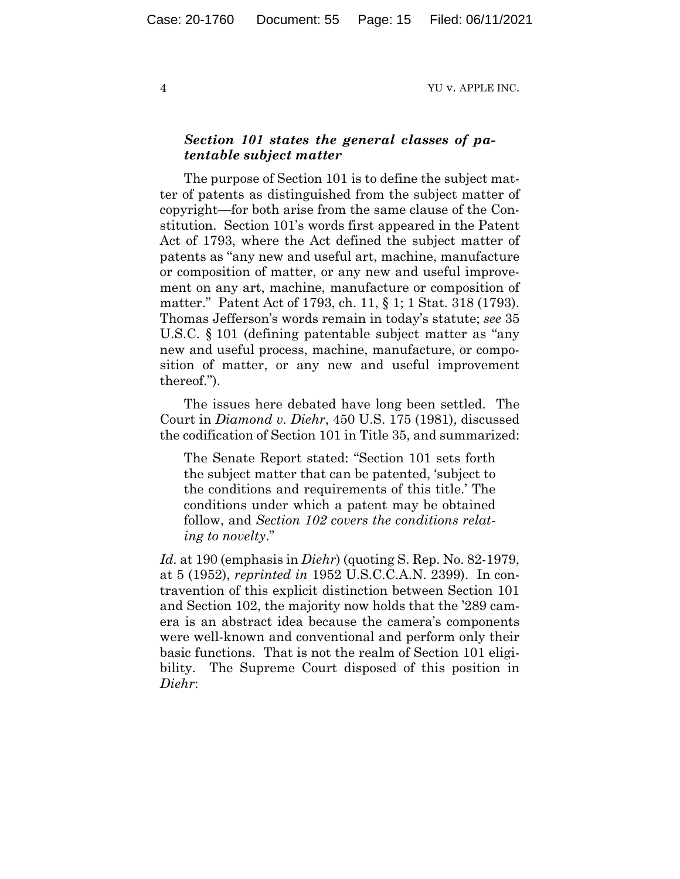### *Section 101 states the general classes of patentable subject matter*

The purpose of Section 101 is to define the subject matter of patents as distinguished from the subject matter of copyright—for both arise from the same clause of the Constitution. Section 101's words first appeared in the Patent Act of 1793, where the Act defined the subject matter of patents as "any new and useful art, machine, manufacture or composition of matter, or any new and useful improvement on any art, machine, manufacture or composition of matter." Patent Act of 1793, ch. 11, § 1; 1 Stat. 318 (1793). Thomas Jefferson's words remain in today's statute; *see* 35 U.S.C. § 101 (defining patentable subject matter as "any new and useful process, machine, manufacture, or composition of matter, or any new and useful improvement thereof.").

The issues here debated have long been settled. The Court in *Diamond v. Diehr*, 450 U.S. 175 (1981), discussed the codification of Section 101 in Title 35, and summarized:

> The Senate Report stated: "Section 101 sets forth the subject matter that can be patented, 'subject to the conditions and requirements of this title.' The conditions under which a patent may be obtained follow, and *Section 102 covers the conditions relating to novelty*."

*Id.* at 190 (emphasis in *Diehr*) (quoting S. Rep. No. 82-1979, at 5 (1952), *reprinted in* 1952 U.S.C.C.A.N. 2399). In contravention of this explicit distinction between Section 101 and Section 102, the majority now holds that the '289 camera is an abstract idea because the camera's components were well-known and conventional and perform only their basic functions. That is not the realm of Section 101 eligibility. The Supreme Court disposed of this position in *Diehr*: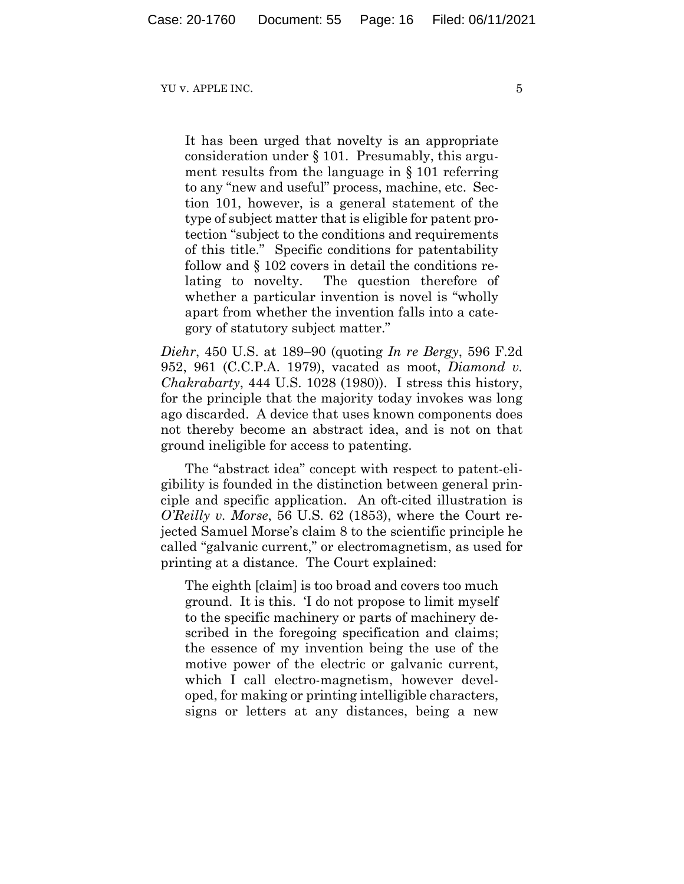> It has been urged that novelty is an appropriate consideration under § 101. Presumably, this argument results from the language in § 101 referring to any "new and useful" process, machine, etc. Section 101, however, is a general statement of the type of subject matter that is eligible for patent protection "subject to the conditions and requirements of this title." Specific conditions for patentability follow and § 102 covers in detail the conditions relating to novelty. The question therefore of whether a particular invention is novel is "wholly apart from whether the invention falls into a category of statutory subject matter."

*Diehr*, 450 U.S. at 189–90 (quoting *In re Bergy*, 596 F.2d 952, 961 (C.C.P.A. 1979), vacated as moot, *Diamond v. Chakrabarty*, 444 U.S. 1028 (1980)). I stress this history, for the principle that the majority today invokes was long ago discarded. A device that uses known components does not thereby become an abstract idea, and is not on that ground ineligible for access to patenting.

The "abstract idea" concept with respect to patent-eligibility is founded in the distinction between general principle and specific application. An oft-cited illustration is *O'Reilly v. Morse*, 56 U.S. 62 (1853), where the Court rejected Samuel Morse's claim 8 to the scientific principle he called "galvanic current," or electromagnetism, as used for printing at a distance. The Court explained:

> The eighth [claim] is too broad and covers too much ground. It is this. 'I do not propose to limit myself to the specific machinery or parts of machinery described in the foregoing specification and claims; the essence of my invention being the use of the motive power of the electric or galvanic current, which I call electro-magnetism, however developed, for making or printing intelligible characters, signs or letters at any distances, being a new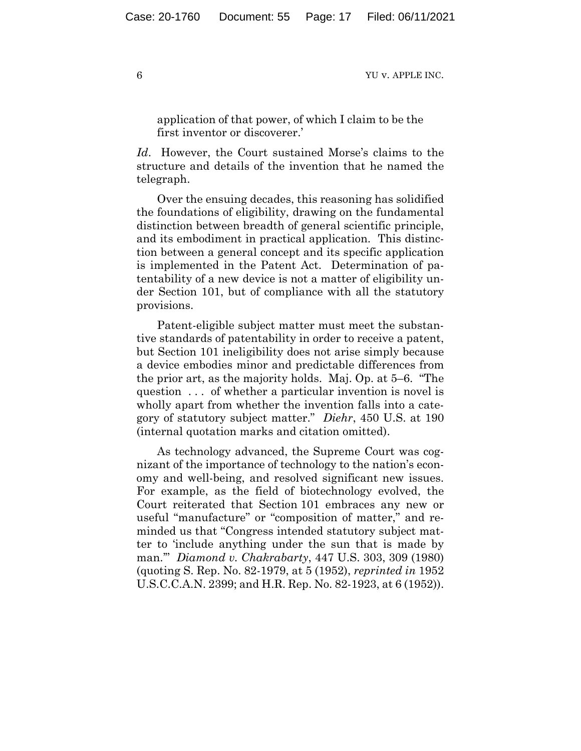application of that power, of which I claim to be the first inventor or discoverer.'

*Id*. However, the Court sustained Morse's claims to the structure and details of the invention that he named the telegraph.

Over the ensuing decades, this reasoning has solidified the foundations of eligibility, drawing on the fundamental distinction between breadth of general scientific principle, and its embodiment in practical application. This distinction between a general concept and its specific application is implemented in the Patent Act. Determination of patentability of a new device is not a matter of eligibility under Section 101, but of compliance with all the statutory provisions.

Patent-eligible subject matter must meet the substantive standards of patentability in order to receive a patent, but Section 101 ineligibility does not arise simply because a device embodies minor and predictable differences from the prior art, as the majority holds. Maj. Op. at 5–6. "The question . . . of whether a particular invention is novel is wholly apart from whether the invention falls into a category of statutory subject matter." *Diehr*, 450 U.S. at 190 (internal quotation marks and citation omitted).

As technology advanced, the Supreme Court was cognizant of the importance of technology to the nation's economy and well-being, and resolved significant new issues. For example, as the field of biotechnology evolved, the Court reiterated that Section 101 embraces any new or useful "manufacture" or "composition of matter," and reminded us that "Congress intended statutory subject matter to 'include anything under the sun that is made by man.'" *Diamond v. Chakrabarty*, 447 U.S. 303, 309 (1980) (quoting S. Rep. No. 82-1979, at 5 (1952), *reprinted in* 1952 U.S.C.C.A.N. 2399; and H.R. Rep. No. 82-1923, at 6 (1952)).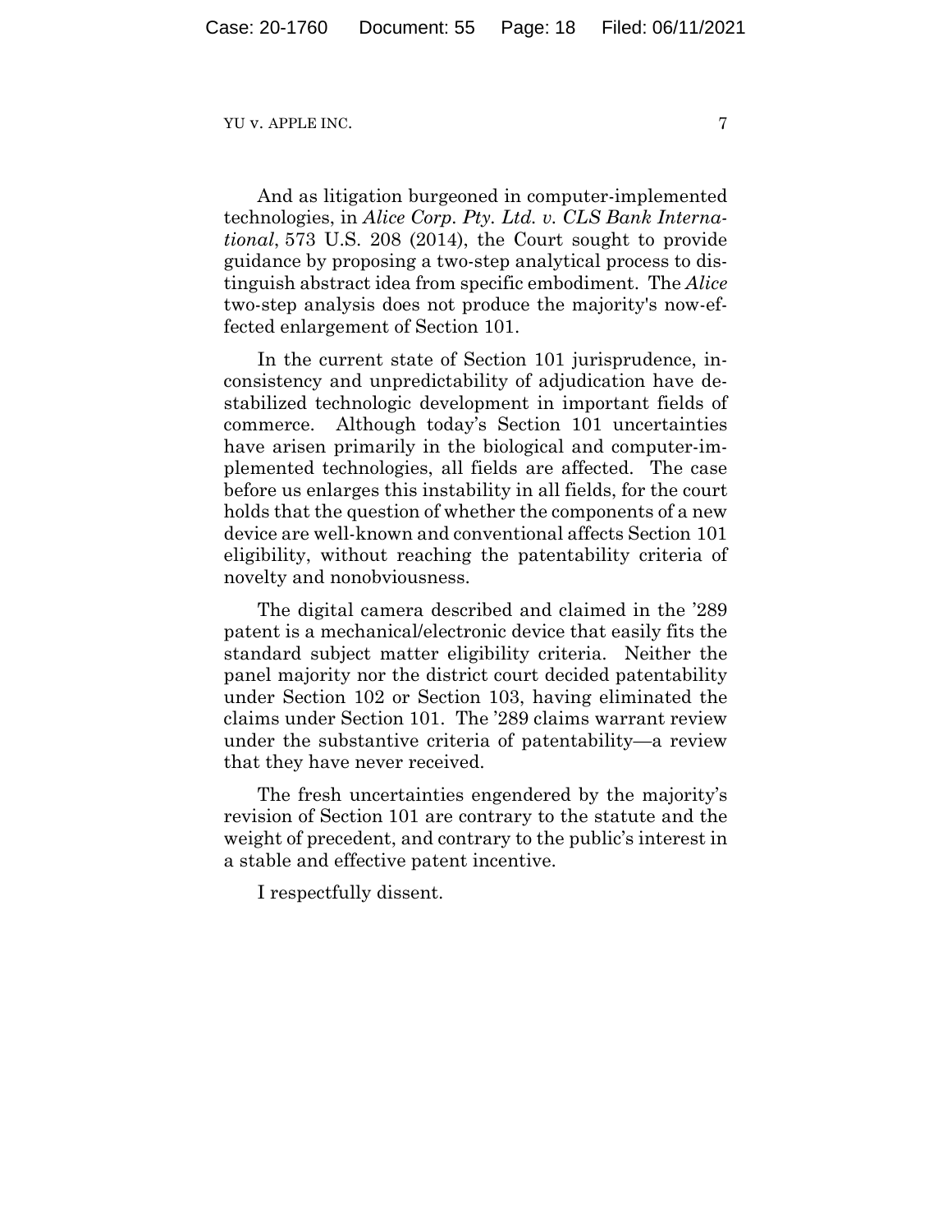And as litigation burgeoned in computer-implemented technologies, in *Alice Corp. Pty. Ltd. v. CLS Bank International*, 573 U.S. 208 (2014), the Court sought to provide guidance by proposing a two-step analytical process to distinguish abstract idea from specific embodiment. The *Alice* two-step analysis does not produce the majority's now-effected enlargement of Section 101.

In the current state of Section 101 jurisprudence, inconsistency and unpredictability of adjudication have destabilized technologic development in important fields of commerce. Although today's Section 101 uncertainties have arisen primarily in the biological and computer-implemented technologies, all fields are affected. The case before us enlarges this instability in all fields, for the court holds that the question of whether the components of a new device are well-known and conventional affects Section 101 eligibility, without reaching the patentability criteria of novelty and nonobviousness.

The digital camera described and claimed in the '289 patent is a mechanical/electronic device that easily fits the standard subject matter eligibility criteria. Neither the panel majority nor the district court decided patentability under Section 102 or Section 103, having eliminated the claims under Section 101. The '289 claims warrant review under the substantive criteria of patentability—a review that they have never received.

The fresh uncertainties engendered by the majority's revision of Section 101 are contrary to the statute and the weight of precedent, and contrary to the public's interest in a stable and effective patent incentive.

I respectfully dissent.